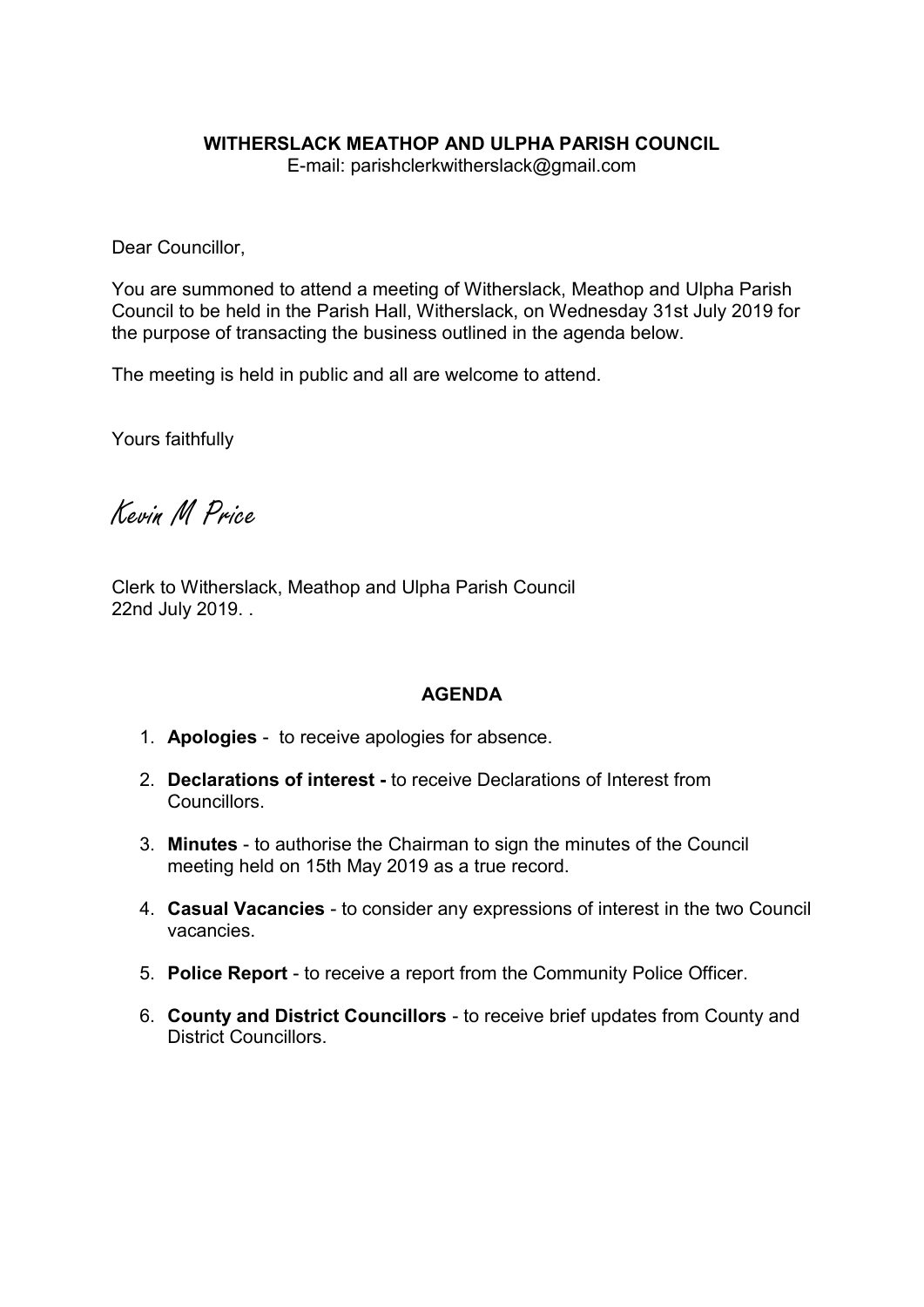**WITHERSLACK MEATHOP AND ULPHA PARISH COUNCIL**
E-mail: parishclerkwitherslack@gmail.com

Dear Councillor,

You are summoned to attend a meeting of Witherslack, Meathop and Ulpha Parish Council to be held in the Parish Hall, Witherslack, on Wednesday 31st July 2019 for the purpose of transacting the business outlined in the agenda below.

The meeting is held in public and all are welcome to attend.

Yours faithfully

Kevin M Price

Clerk to Witherslack, Meathop and Ulpha Parish Council
22nd July 2019. .

## AGENDA

1. **Apologies** - to receive apologies for absence.
2. **Declarations of interest -** to receive Declarations of Interest from Councillors.
3. **Minutes** - to authorise the Chairman to sign the minutes of the Council meeting held on 15th May 2019 as a true record.
4. **Casual Vacancies** - to consider any expressions of interest in the two Council vacancies.
5. **Police Report** - to receive a report from the Community Police Officer.
6. **County and District Councillors** - to receive brief updates from County and District Councillors.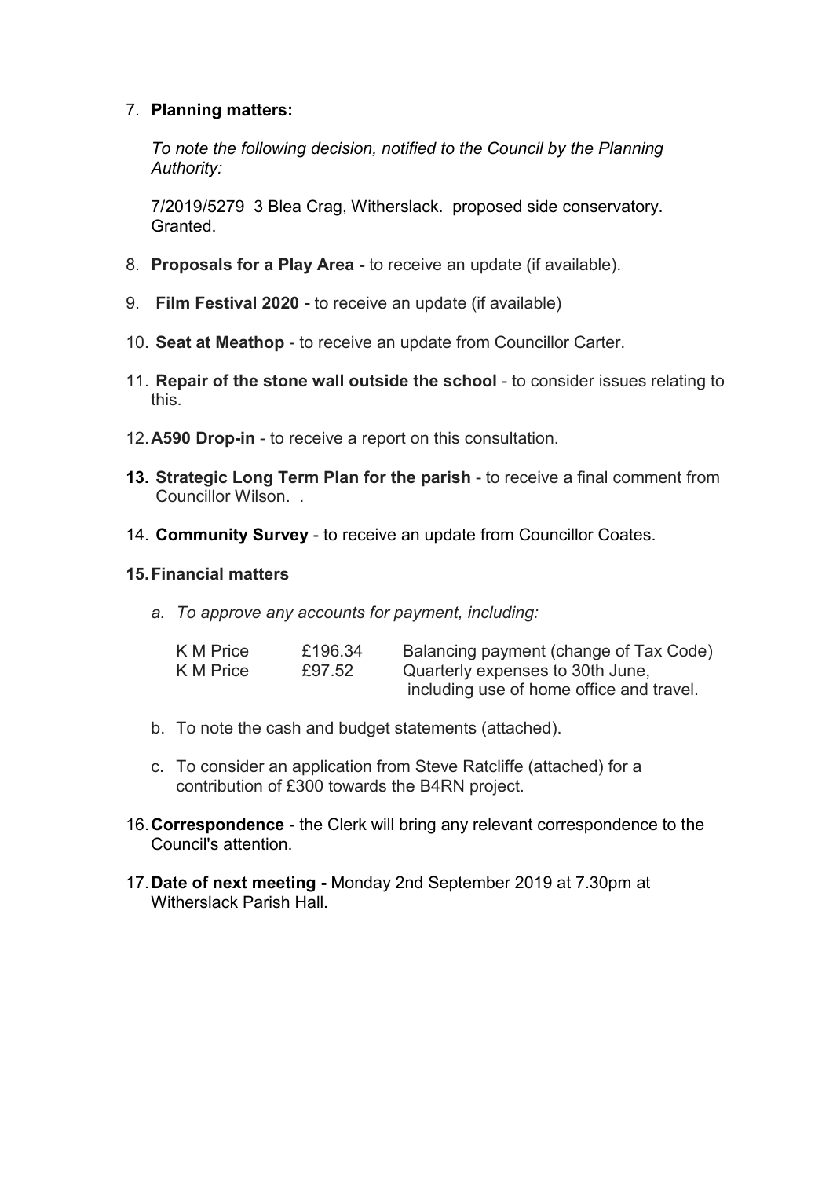7. **Planning matters:**

   *To note the following decision, notified to the Council by the Planning Authority:*

   7/2019/5279 3 Blea Crag, Witherslack. proposed side conservatory. Granted.

8. **Proposals for a Play Area -** to receive an update (if available).

9. **Film Festival 2020 -** to receive an update (if available)

10. **Seat at Meathop** - to receive an update from Councillor Carter.

11. **Repair of the stone wall outside the school** - to consider issues relating to this.

12. **A590 Drop-in** - to receive a report on this consultation.

13. **Strategic Long Term Plan for the parish** - to receive a final comment from Councillor Wilson. .

14. **Community Survey** - to receive an update from Councillor Coates.

15. **Financial matters**

    a. *To approve any accounts for payment, including:*

    | | | |
    |---|---|---|
    | K M Price | £196.34 | Balancing payment (change of Tax Code) |
    | K M Price | £97.52 | Quarterly expenses to 30th June, including use of home office and travel. |

    b. To note the cash and budget statements (attached).

    c. To consider an application from Steve Ratcliffe (attached) for a contribution of £300 towards the B4RN project.

16. **Correspondence** - the Clerk will bring any relevant correspondence to the Council's attention.

17. **Date of next meeting -** Monday 2nd September 2019 at 7.30pm at Witherslack Parish Hall.